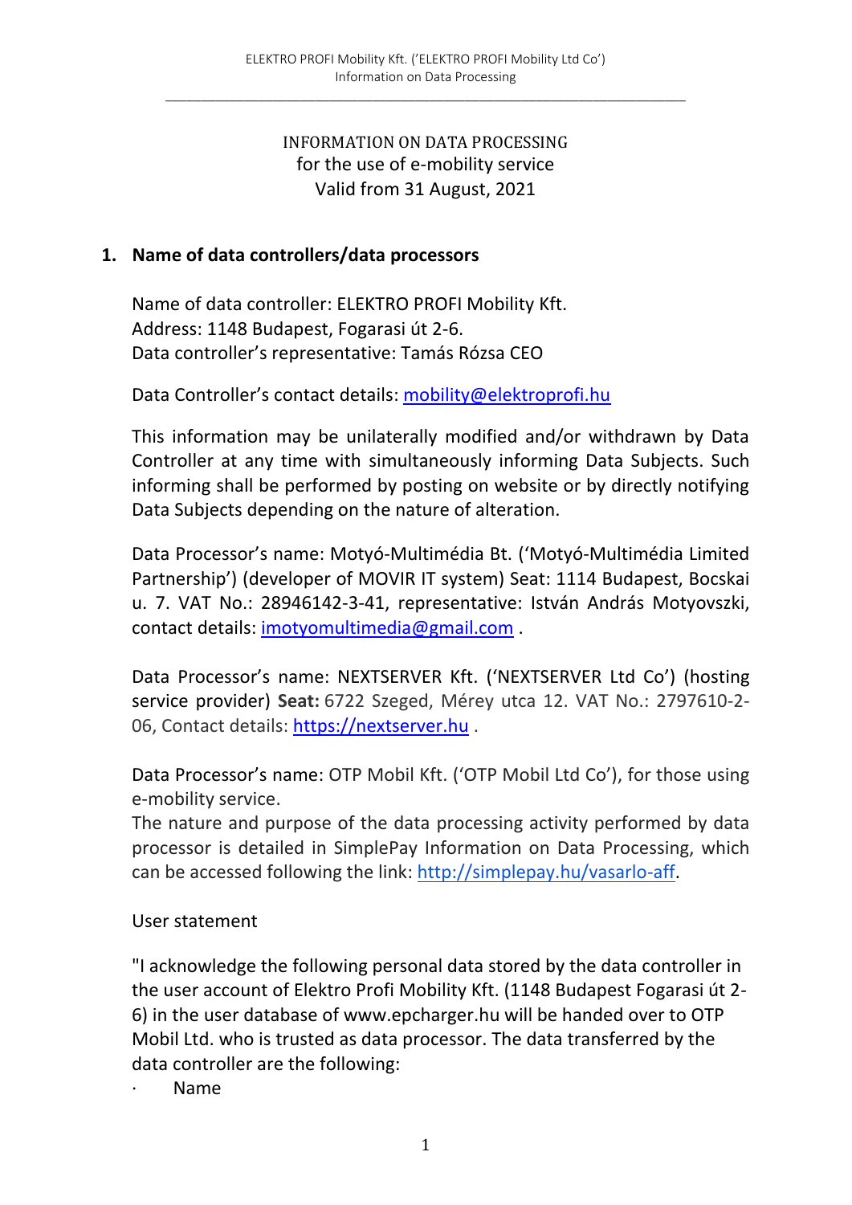INFORMATION ON DATA PROCESSING
for the use of e-mobility service
Valid from 31 August, 2021

## 1. Name of data controllers/data processors

Name of data controller: ELEKTRO PROFI Mobility Kft.
Address: 1148 Budapest, Fogarasi út 2-6.
Data controller's representative: Tamás Rózsa CEO

Data Controller's contact details: mobility@elektroprofi.hu

This information may be unilaterally modified and/or withdrawn by Data Controller at any time with simultaneously informing Data Subjects. Such informing shall be performed by posting on website or by directly notifying Data Subjects depending on the nature of alteration.

Data Processor's name: Motyó-Multimédia Bt. ('Motyó-Multimédia Limited Partnership') (developer of MOVIR IT system) Seat: 1114 Budapest, Bocskai u. 7. VAT No.: 28946142-3-41, representative: István András Motyovszki, contact details: imotyomultimedia@gmail.com .

Data Processor's name: NEXTSERVER Kft. ('NEXTSERVER Ltd Co') (hosting service provider) **Seat:** 6722 Szeged, Mérey utca 12. VAT No.: 2797610-2-06, Contact details: https://nextserver.hu .

Data Processor's name: OTP Mobil Kft. ('OTP Mobil Ltd Co'), for those using e-mobility service.
The nature and purpose of the data processing activity performed by data processor is detailed in SimplePay Information on Data Processing, which can be accessed following the link: http://simplepay.hu/vasarlo-aff.

User statement

"I acknowledge the following personal data stored by the data controller in the user account of Elektro Profi Mobility Kft. (1148 Budapest Fogarasi út 2-6) in the user database of www.epcharger.hu will be handed over to OTP Mobil Ltd. who is trusted as data processor. The data transferred by the data controller are the following:

- Name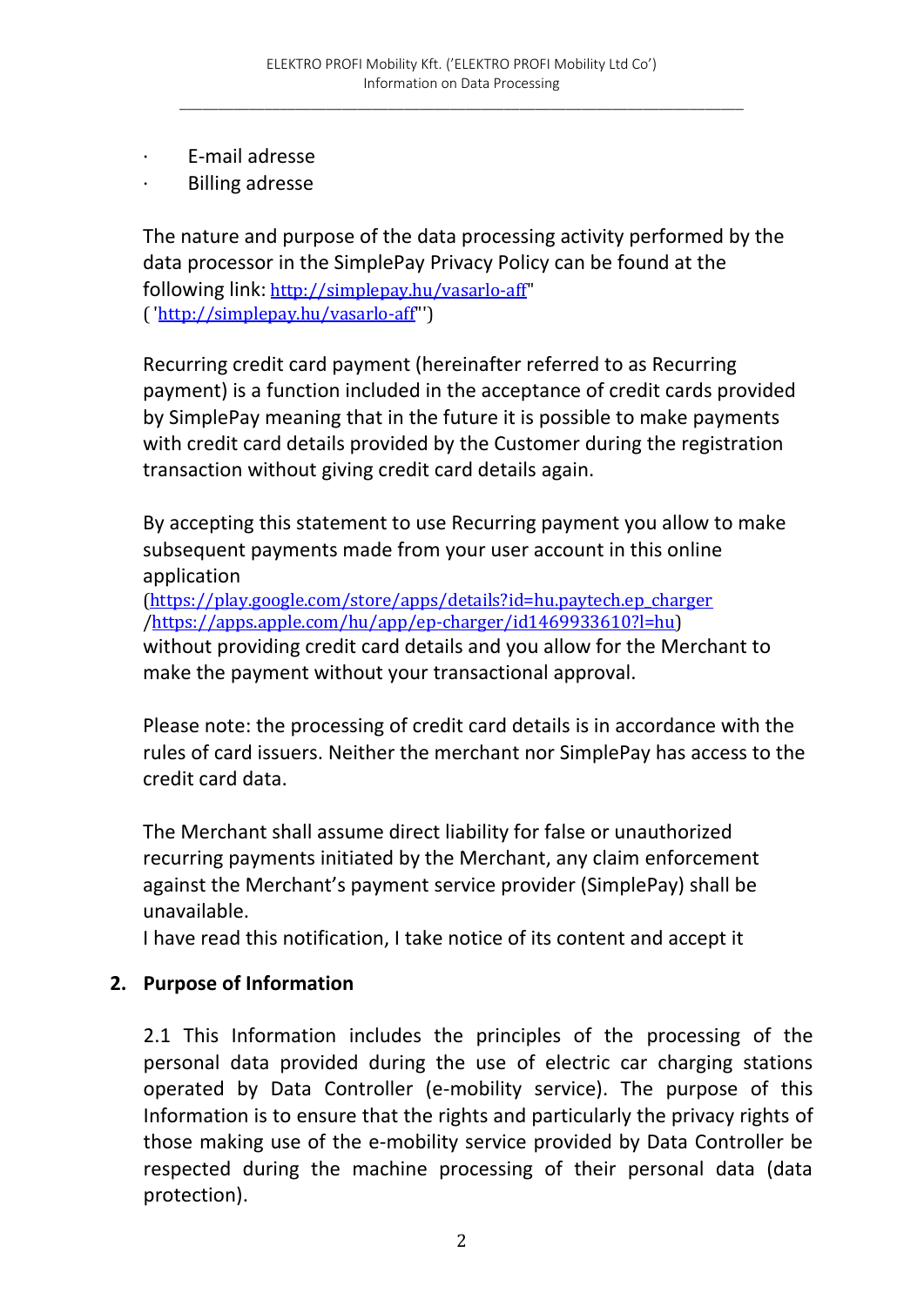- E-mail adresse
- Billing adresse

The nature and purpose of the data processing activity performed by the data processor in the SimplePay Privacy Policy can be found at the following link: http://simplepay.hu/vasarlo-aff" ( 'http://simplepay.hu/vasarlo-aff"')

Recurring credit card payment (hereinafter referred to as Recurring payment) is a function included in the acceptance of credit cards provided by SimplePay meaning that in the future it is possible to make payments with credit card details provided by the Customer during the registration transaction without giving credit card details again.

By accepting this statement to use Recurring payment you allow to make subsequent payments made from your user account in this online application (https://play.google.com/store/apps/details?id=hu.paytech.ep_charger /https://apps.apple.com/hu/app/ep-charger/id1469933610?l=hu) without providing credit card details and you allow for the Merchant to make the payment without your transactional approval.

Please note: the processing of credit card details is in accordance with the rules of card issuers. Neither the merchant nor SimplePay has access to the credit card data.

The Merchant shall assume direct liability for false or unauthorized recurring payments initiated by the Merchant, any claim enforcement against the Merchant's payment service provider (SimplePay) shall be unavailable.
I have read this notification, I take notice of its content and accept it

## 2. Purpose of Information

2.1 This Information includes the principles of the processing of the personal data provided during the use of electric car charging stations operated by Data Controller (e-mobility service). The purpose of this Information is to ensure that the rights and particularly the privacy rights of those making use of the e-mobility service provided by Data Controller be respected during the machine processing of their personal data (data protection).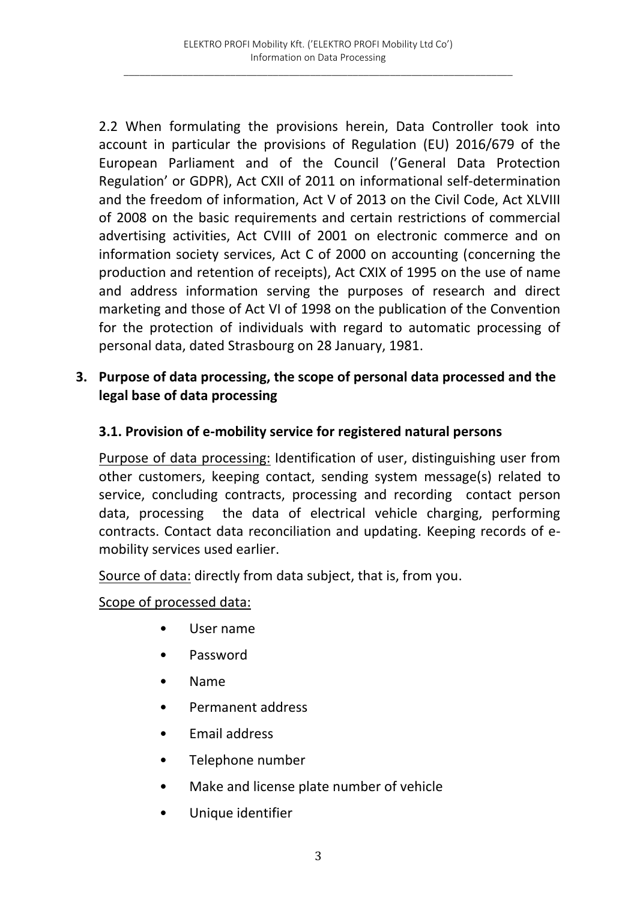2.2 When formulating the provisions herein, Data Controller took into account in particular the provisions of Regulation (EU) 2016/679 of the European Parliament and of the Council ('General Data Protection Regulation' or GDPR), Act CXII of 2011 on informational self-determination and the freedom of information, Act V of 2013 on the Civil Code, Act XLVIII of 2008 on the basic requirements and certain restrictions of commercial advertising activities, Act CVIII of 2001 on electronic commerce and on information society services, Act C of 2000 on accounting (concerning the production and retention of receipts), Act CXIX of 1995 on the use of name and address information serving the purposes of research and direct marketing and those of Act VI of 1998 on the publication of the Convention for the protection of individuals with regard to automatic processing of personal data, dated Strasbourg on 28 January, 1981.

## 3. Purpose of data processing, the scope of personal data processed and the legal base of data processing

### 3.1. Provision of e-mobility service for registered natural persons

Purpose of data processing: Identification of user, distinguishing user from other customers, keeping contact, sending system message(s) related to service, concluding contracts, processing and recording contact person data, processing the data of electrical vehicle charging, performing contracts. Contact data reconciliation and updating. Keeping records of e-mobility services used earlier.

Source of data: directly from data subject, that is, from you.

Scope of processed data:

- User name
- Password
- Name
- Permanent address
- Email address
- Telephone number
- Make and license plate number of vehicle
- Unique identifier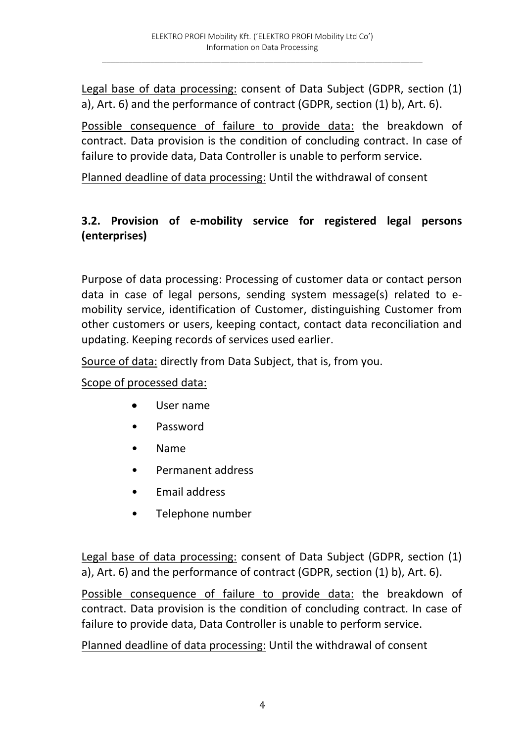Legal base of data processing: consent of Data Subject (GDPR, section (1) a), Art. 6) and the performance of contract (GDPR, section (1) b), Art. 6).

Possible consequence of failure to provide data: the breakdown of contract. Data provision is the condition of concluding contract. In case of failure to provide data, Data Controller is unable to perform service.

Planned deadline of data processing: Until the withdrawal of consent

### 3.2. Provision of e-mobility service for registered legal persons (enterprises)

Purpose of data processing: Processing of customer data or contact person data in case of legal persons, sending system message(s) related to e-mobility service, identification of Customer, distinguishing Customer from other customers or users, keeping contact, contact data reconciliation and updating. Keeping records of services used earlier.

Source of data: directly from Data Subject, that is, from you.

Scope of processed data:

- User name
- Password
- Name
- Permanent address
- Email address
- Telephone number

Legal base of data processing: consent of Data Subject (GDPR, section (1) a), Art. 6) and the performance of contract (GDPR, section (1) b), Art. 6).

Possible consequence of failure to provide data: the breakdown of contract. Data provision is the condition of concluding contract. In case of failure to provide data, Data Controller is unable to perform service.

Planned deadline of data processing: Until the withdrawal of consent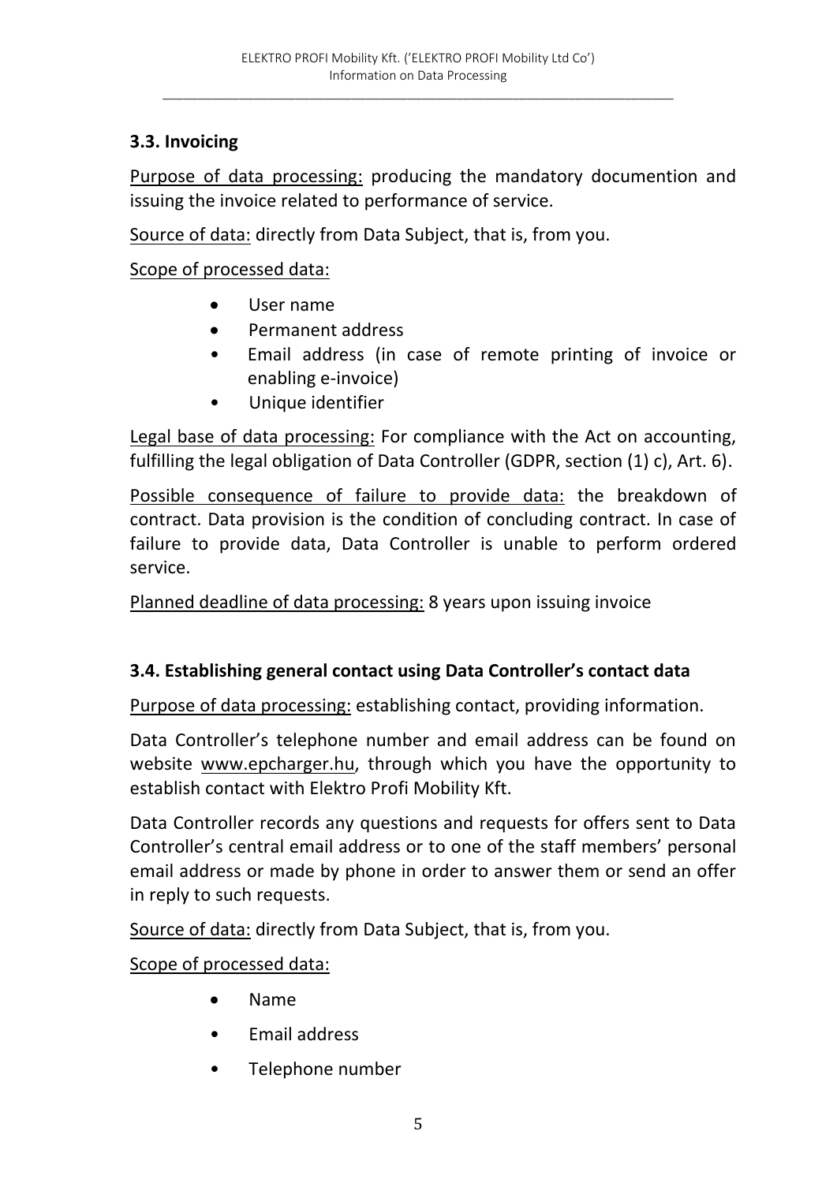### 3.3. Invoicing

Purpose of data processing: producing the mandatory documention and issuing the invoice related to performance of service.

Source of data: directly from Data Subject, that is, from you.

Scope of processed data:

- User name
- Permanent address
- Email address (in case of remote printing of invoice or enabling e-invoice)
- Unique identifier

Legal base of data processing: For compliance with the Act on accounting, fulfilling the legal obligation of Data Controller (GDPR, section (1) c), Art. 6).

Possible consequence of failure to provide data: the breakdown of contract. Data provision is the condition of concluding contract. In case of failure to provide data, Data Controller is unable to perform ordered service.

Planned deadline of data processing: 8 years upon issuing invoice

### 3.4. Establishing general contact using Data Controller's contact data

Purpose of data processing: establishing contact, providing information.

Data Controller's telephone number and email address can be found on website www.epcharger.hu, through which you have the opportunity to establish contact with Elektro Profi Mobility Kft.

Data Controller records any questions and requests for offers sent to Data Controller's central email address or to one of the staff members' personal email address or made by phone in order to answer them or send an offer in reply to such requests.

Source of data: directly from Data Subject, that is, from you.

Scope of processed data:

- Name
- Email address
- Telephone number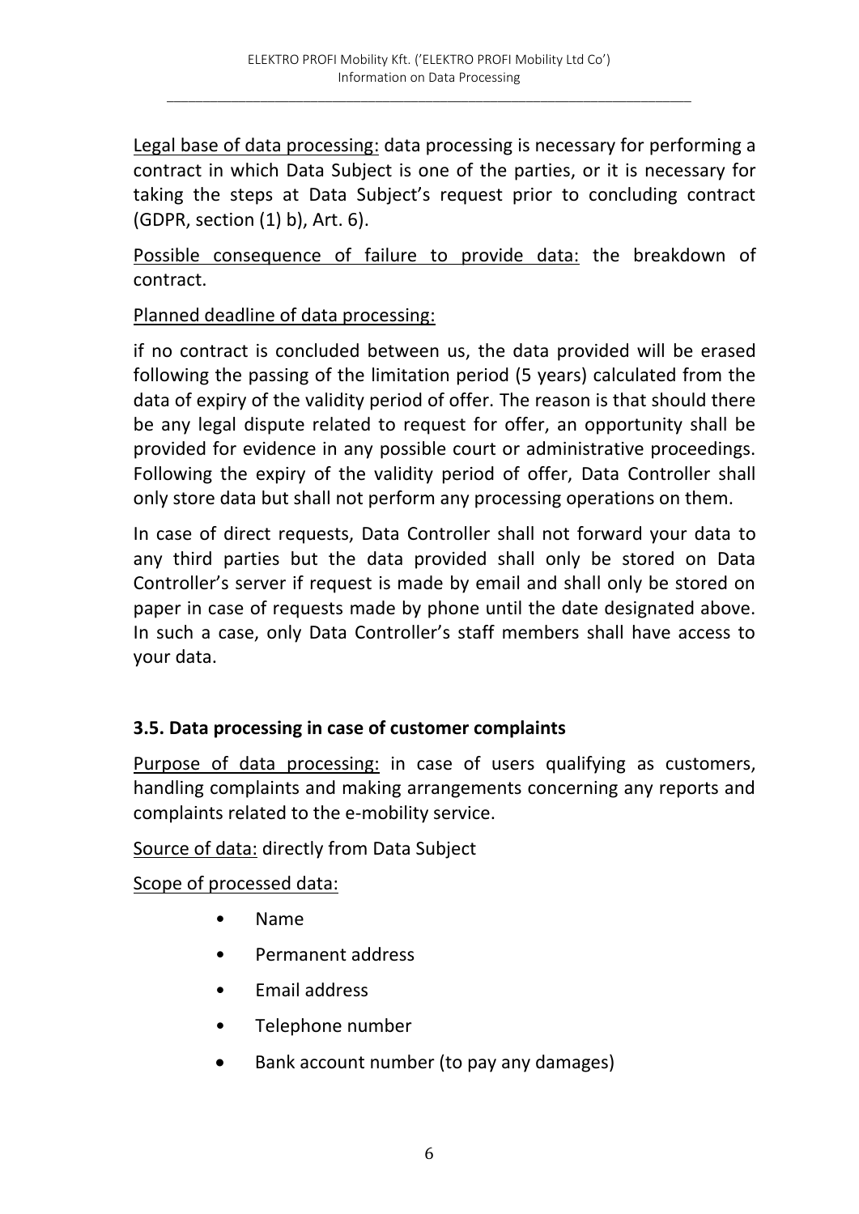Legal base of data processing: data processing is necessary for performing a contract in which Data Subject is one of the parties, or it is necessary for taking the steps at Data Subject's request prior to concluding contract (GDPR, section (1) b), Art. 6).

Possible consequence of failure to provide data: the breakdown of contract.

Planned deadline of data processing:

if no contract is concluded between us, the data provided will be erased following the passing of the limitation period (5 years) calculated from the data of expiry of the validity period of offer. The reason is that should there be any legal dispute related to request for offer, an opportunity shall be provided for evidence in any possible court or administrative proceedings. Following the expiry of the validity period of offer, Data Controller shall only store data but shall not perform any processing operations on them.

In case of direct requests, Data Controller shall not forward your data to any third parties but the data provided shall only be stored on Data Controller's server if request is made by email and shall only be stored on paper in case of requests made by phone until the date designated above. In such a case, only Data Controller's staff members shall have access to your data.

### 3.5. Data processing in case of customer complaints

Purpose of data processing: in case of users qualifying as customers, handling complaints and making arrangements concerning any reports and complaints related to the e-mobility service.

Source of data: directly from Data Subject

Scope of processed data:

- Name
- Permanent address
- Email address
- Telephone number
- Bank account number (to pay any damages)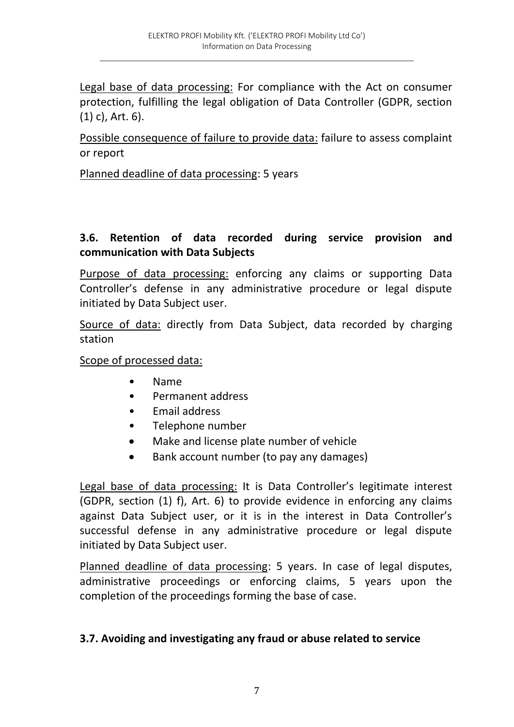Legal base of data processing: For compliance with the Act on consumer protection, fulfilling the legal obligation of Data Controller (GDPR, section (1) c), Art. 6).

Possible consequence of failure to provide data: failure to assess complaint or report

Planned deadline of data processing: 5 years

### 3.6. Retention of data recorded during service provision and communication with Data Subjects

Purpose of data processing: enforcing any claims or supporting Data Controller's defense in any administrative procedure or legal dispute initiated by Data Subject user.

Source of data: directly from Data Subject, data recorded by charging station

Scope of processed data:

- Name
- Permanent address
- Email address
- Telephone number
- Make and license plate number of vehicle
- Bank account number (to pay any damages)

Legal base of data processing: It is Data Controller's legitimate interest (GDPR, section (1) f), Art. 6) to provide evidence in enforcing any claims against Data Subject user, or it is in the interest in Data Controller's successful defense in any administrative procedure or legal dispute initiated by Data Subject user.

Planned deadline of data processing: 5 years. In case of legal disputes, administrative proceedings or enforcing claims, 5 years upon the completion of the proceedings forming the base of case.

### 3.7. Avoiding and investigating any fraud or abuse related to service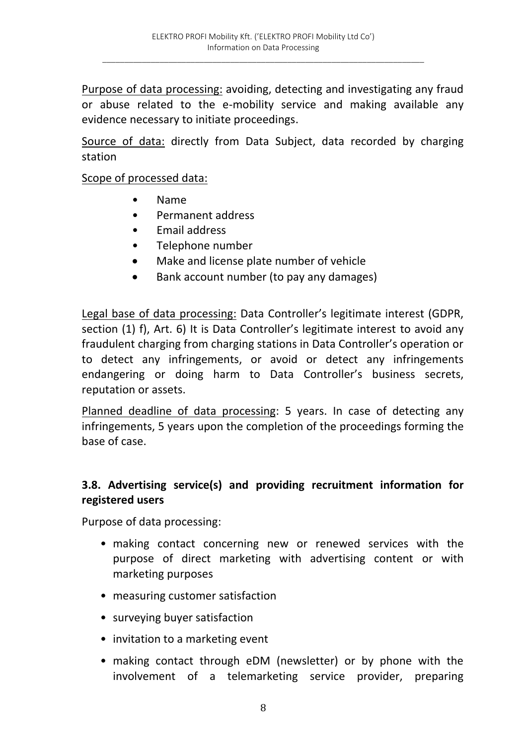Purpose of data processing: avoiding, detecting and investigating any fraud or abuse related to the e-mobility service and making available any evidence necessary to initiate proceedings.

Source of data: directly from Data Subject, data recorded by charging station

Scope of processed data:

- Name
- Permanent address
- Email address
- Telephone number
- Make and license plate number of vehicle
- Bank account number (to pay any damages)

Legal base of data processing: Data Controller's legitimate interest (GDPR, section (1) f), Art. 6) It is Data Controller's legitimate interest to avoid any fraudulent charging from charging stations in Data Controller's operation or to detect any infringements, or avoid or detect any infringements endangering or doing harm to Data Controller's business secrets, reputation or assets.

Planned deadline of data processing: 5 years. In case of detecting any infringements, 5 years upon the completion of the proceedings forming the base of case.

### 3.8. Advertising service(s) and providing recruitment information for registered users

Purpose of data processing:

- making contact concerning new or renewed services with the purpose of direct marketing with advertising content or with marketing purposes
- measuring customer satisfaction
- surveying buyer satisfaction
- invitation to a marketing event
- making contact through eDM (newsletter) or by phone with the involvement of a telemarketing service provider, preparing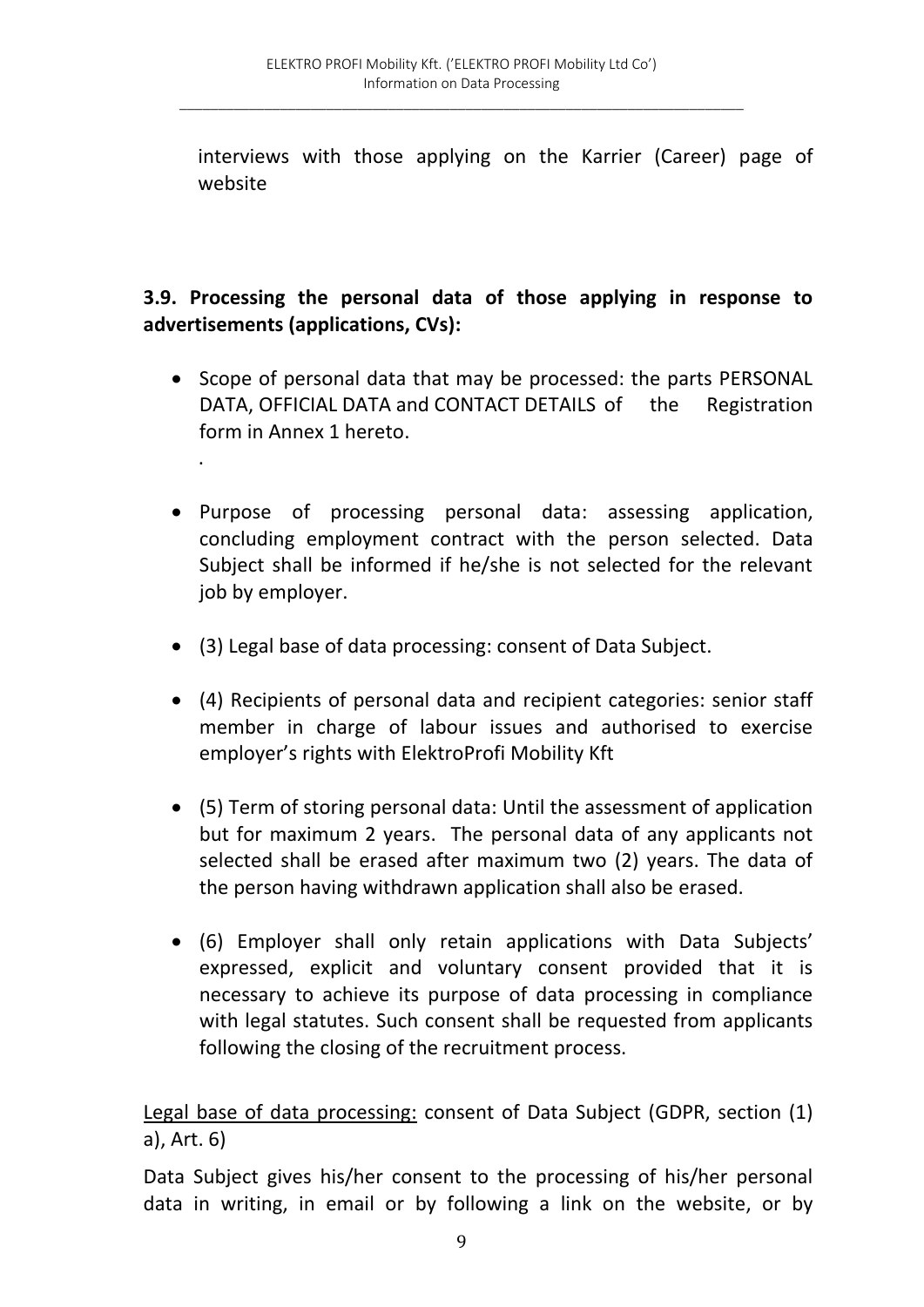interviews with those applying on the Karrier (Career) page of website

**3.9. Processing the personal data of those applying in response to advertisements (applications, CVs):**

- Scope of personal data that may be processed: the parts PERSONAL DATA, OFFICIAL DATA and CONTACT DETAILS of the Registration form in Annex 1 hereto.

  .

- Purpose of processing personal data: assessing application, concluding employment contract with the person selected. Data Subject shall be informed if he/she is not selected for the relevant job by employer.

- (3) Legal base of data processing: consent of Data Subject.

- (4) Recipients of personal data and recipient categories: senior staff member in charge of labour issues and authorised to exercise employer's rights with ElektroProfi Mobility Kft

- (5) Term of storing personal data: Until the assessment of application but for maximum 2 years. The personal data of any applicants not selected shall be erased after maximum two (2) years. The data of the person having withdrawn application shall also be erased.

- (6) Employer shall only retain applications with Data Subjects' expressed, explicit and voluntary consent provided that it is necessary to achieve its purpose of data processing in compliance with legal statutes. Such consent shall be requested from applicants following the closing of the recruitment process.

Legal base of data processing: consent of Data Subject (GDPR, section (1) a), Art. 6)

Data Subject gives his/her consent to the processing of his/her personal data in writing, in email or by following a link on the website, or by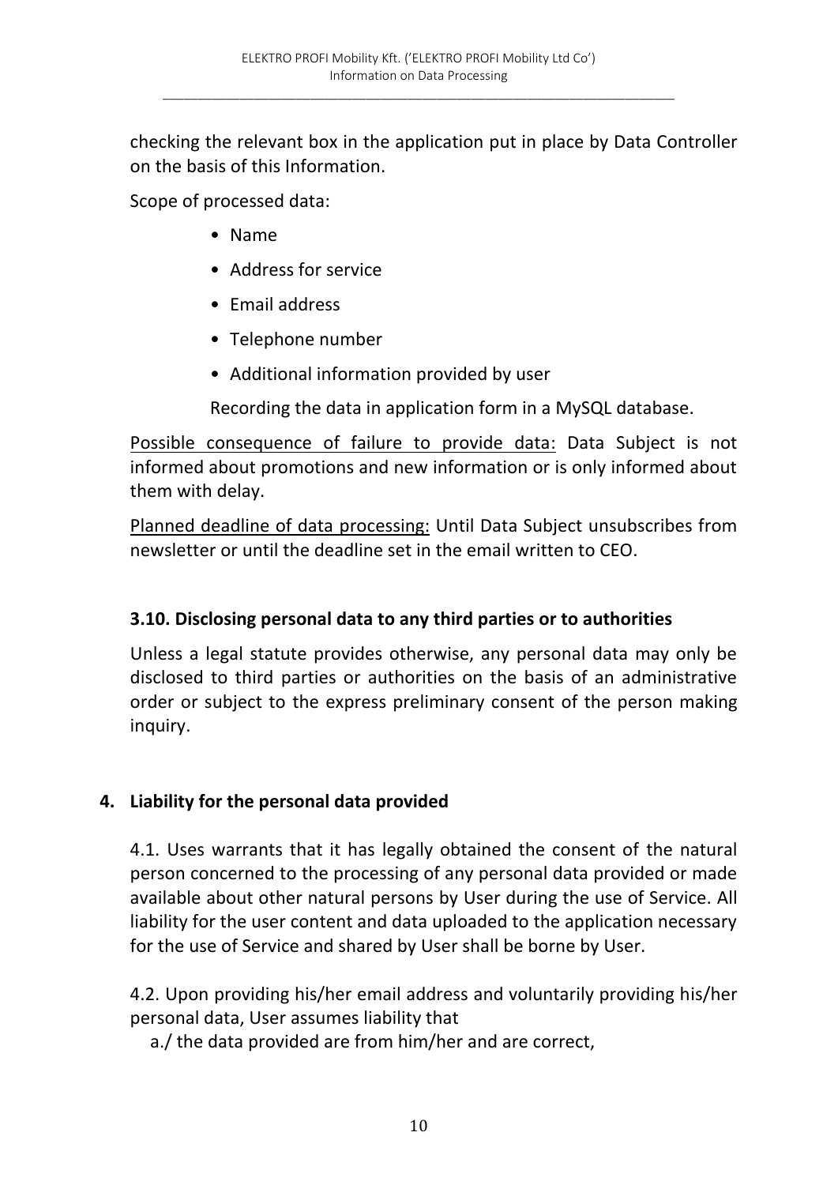checking the relevant box in the application put in place by Data Controller on the basis of this Information.

Scope of processed data:

- Name
- Address for service
- Email address
- Telephone number
- Additional information provided by user

Recording the data in application form in a MySQL database.

Possible consequence of failure to provide data: Data Subject is not informed about promotions and new information or is only informed about them with delay.

Planned deadline of data processing: Until Data Subject unsubscribes from newsletter or until the deadline set in the email written to CEO.

### 3.10. Disclosing personal data to any third parties or to authorities

Unless a legal statute provides otherwise, any personal data may only be disclosed to third parties or authorities on the basis of an administrative order or subject to the express preliminary consent of the person making inquiry.

## 4. Liability for the personal data provided

4.1. Uses warrants that it has legally obtained the consent of the natural person concerned to the processing of any personal data provided or made available about other natural persons by User during the use of Service. All liability for the user content and data uploaded to the application necessary for the use of Service and shared by User shall be borne by User.

4.2. Upon providing his/her email address and voluntarily providing his/her personal data, User assumes liability that

a./ the data provided are from him/her and are correct,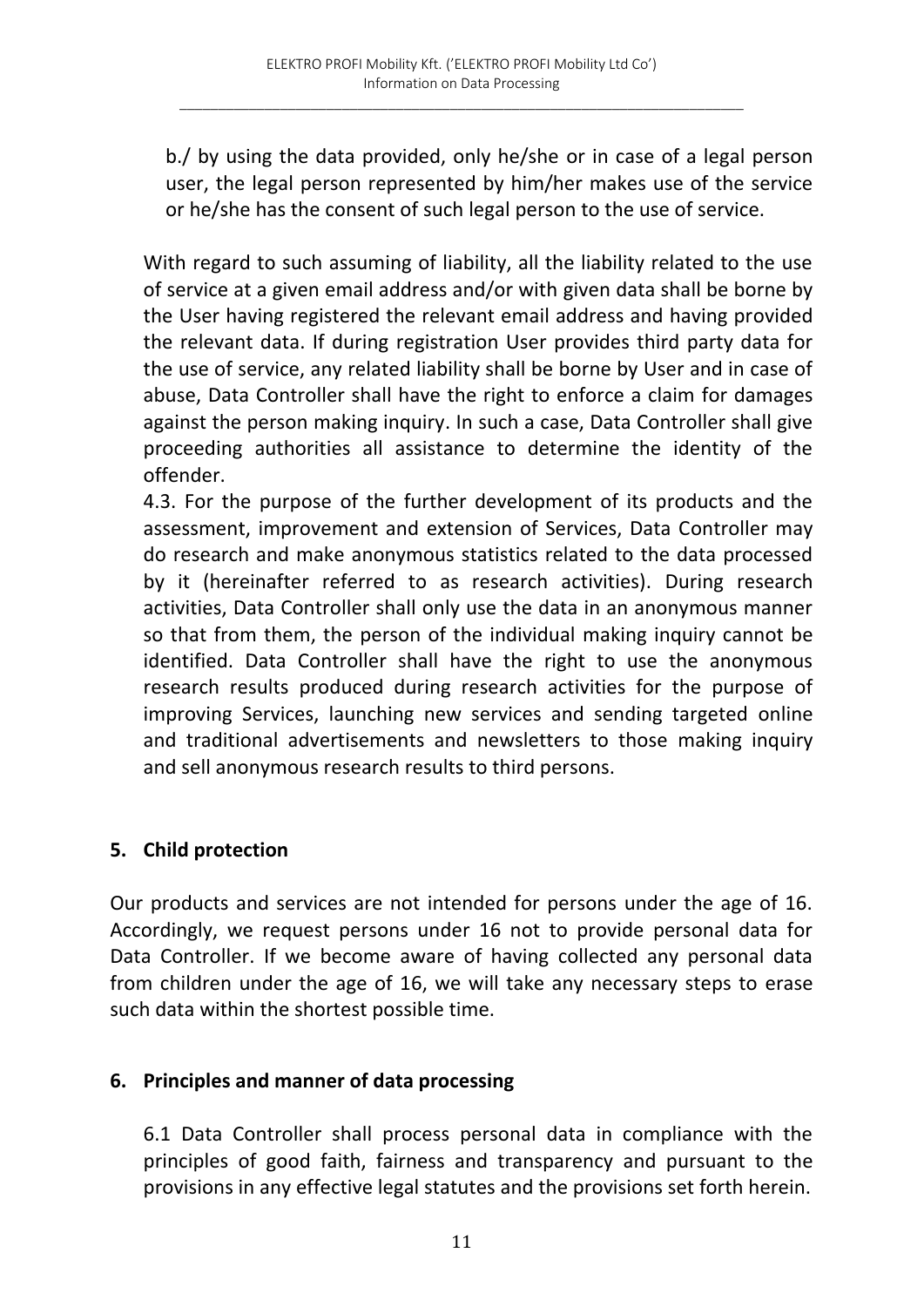b./ by using the data provided, only he/she or in case of a legal person user, the legal person represented by him/her makes use of the service or he/she has the consent of such legal person to the use of service.

With regard to such assuming of liability, all the liability related to the use of service at a given email address and/or with given data shall be borne by the User having registered the relevant email address and having provided the relevant data. If during registration User provides third party data for the use of service, any related liability shall be borne by User and in case of abuse, Data Controller shall have the right to enforce a claim for damages against the person making inquiry. In such a case, Data Controller shall give proceeding authorities all assistance to determine the identity of the offender.

4.3. For the purpose of the further development of its products and the assessment, improvement and extension of Services, Data Controller may do research and make anonymous statistics related to the data processed by it (hereinafter referred to as research activities). During research activities, Data Controller shall only use the data in an anonymous manner so that from them, the person of the individual making inquiry cannot be identified. Data Controller shall have the right to use the anonymous research results produced during research activities for the purpose of improving Services, launching new services and sending targeted online and traditional advertisements and newsletters to those making inquiry and sell anonymous research results to third persons.

## 5. Child protection

Our products and services are not intended for persons under the age of 16. Accordingly, we request persons under 16 not to provide personal data for Data Controller. If we become aware of having collected any personal data from children under the age of 16, we will take any necessary steps to erase such data within the shortest possible time.

## 6. Principles and manner of data processing

6.1 Data Controller shall process personal data in compliance with the principles of good faith, fairness and transparency and pursuant to the provisions in any effective legal statutes and the provisions set forth herein.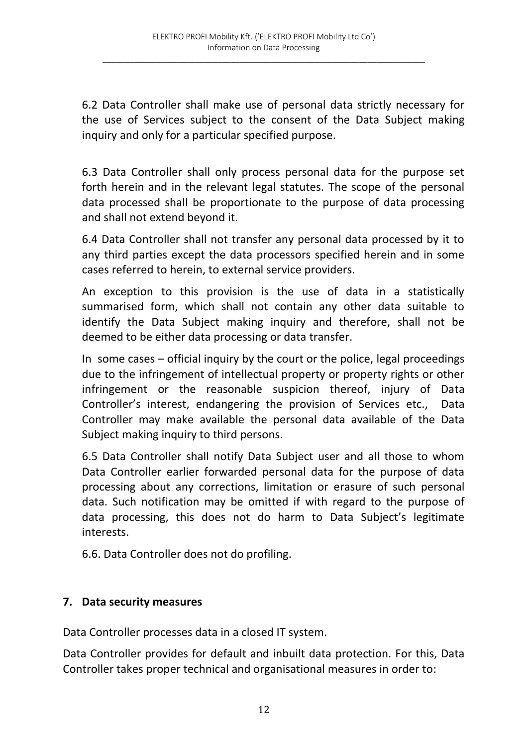6.2 Data Controller shall make use of personal data strictly necessary for the use of Services subject to the consent of the Data Subject making inquiry and only for a particular specified purpose.

6.3 Data Controller shall only process personal data for the purpose set forth herein and in the relevant legal statutes. The scope of the personal data processed shall be proportionate to the purpose of data processing and shall not extend beyond it.

6.4 Data Controller shall not transfer any personal data processed by it to any third parties except the data processors specified herein and in some cases referred to herein, to external service providers.

An exception to this provision is the use of data in a statistically summarised form, which shall not contain any other data suitable to identify the Data Subject making inquiry and therefore, shall not be deemed to be either data processing or data transfer.

In some cases – official inquiry by the court or the police, legal proceedings due to the infringement of intellectual property or property rights or other infringement or the reasonable suspicion thereof, injury of Data Controller's interest, endangering the provision of Services etc., Data Controller may make available the personal data available of the Data Subject making inquiry to third persons.

6.5 Data Controller shall notify Data Subject user and all those to whom Data Controller earlier forwarded personal data for the purpose of data processing about any corrections, limitation or erasure of such personal data. Such notification may be omitted if with regard to the purpose of data processing, this does not do harm to Data Subject's legitimate interests.

6.6. Data Controller does not do profiling.

## 7. Data security measures

Data Controller processes data in a closed IT system.

Data Controller provides for default and inbuilt data protection. For this, Data Controller takes proper technical and organisational measures in order to: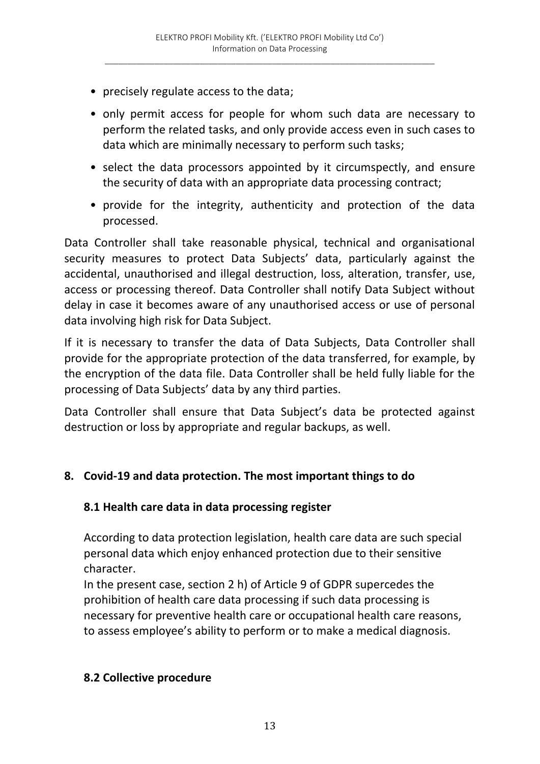- precisely regulate access to the data;
- only permit access for people for whom such data are necessary to perform the related tasks, and only provide access even in such cases to data which are minimally necessary to perform such tasks;
- select the data processors appointed by it circumspectly, and ensure the security of data with an appropriate data processing contract;
- provide for the integrity, authenticity and protection of the data processed.

Data Controller shall take reasonable physical, technical and organisational security measures to protect Data Subjects' data, particularly against the accidental, unauthorised and illegal destruction, loss, alteration, transfer, use, access or processing thereof. Data Controller shall notify Data Subject without delay in case it becomes aware of any unauthorised access or use of personal data involving high risk for Data Subject.

If it is necessary to transfer the data of Data Subjects, Data Controller shall provide for the appropriate protection of the data transferred, for example, by the encryption of the data file. Data Controller shall be held fully liable for the processing of Data Subjects' data by any third parties.

Data Controller shall ensure that Data Subject's data be protected against destruction or loss by appropriate and regular backups, as well.

## 8. Covid-19 and data protection. The most important things to do

### 8.1 Health care data in data processing register

According to data protection legislation, health care data are such special personal data which enjoy enhanced protection due to their sensitive character.
In the present case, section 2 h) of Article 9 of GDPR supercedes the prohibition of health care data processing if such data processing is necessary for preventive health care or occupational health care reasons, to assess employee's ability to perform or to make a medical diagnosis.

### 8.2 Collective procedure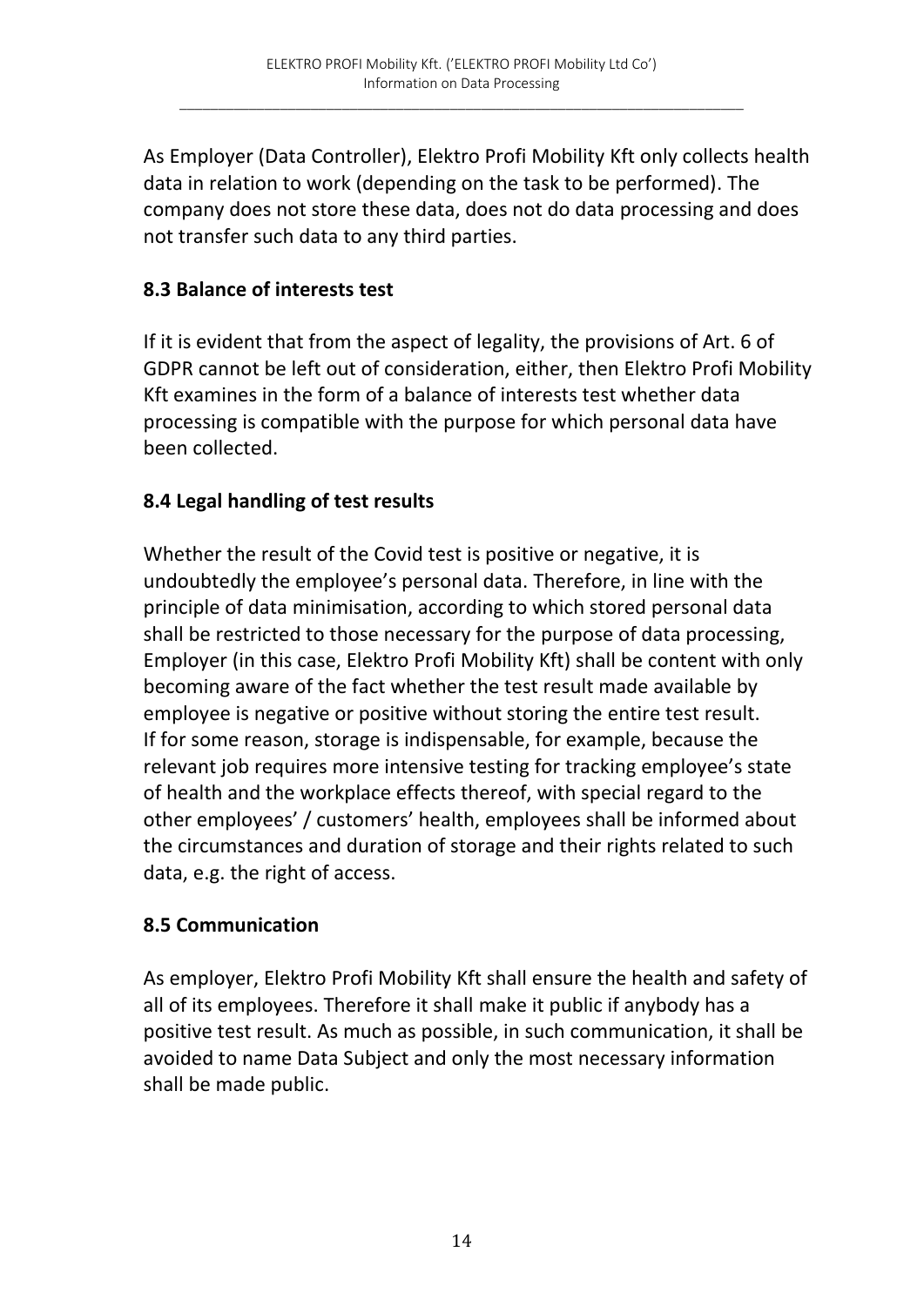As Employer (Data Controller), Elektro Profi Mobility Kft only collects health data in relation to work (depending on the task to be performed). The company does not store these data, does not do data processing and does not transfer such data to any third parties.

### 8.3 Balance of interests test

If it is evident that from the aspect of legality, the provisions of Art. 6 of GDPR cannot be left out of consideration, either, then Elektro Profi Mobility Kft examines in the form of a balance of interests test whether data processing is compatible with the purpose for which personal data have been collected.

### 8.4 Legal handling of test results

Whether the result of the Covid test is positive or negative, it is undoubtedly the employee's personal data. Therefore, in line with the principle of data minimisation, according to which stored personal data shall be restricted to those necessary for the purpose of data processing, Employer (in this case, Elektro Profi Mobility Kft) shall be content with only becoming aware of the fact whether the test result made available by employee is negative or positive without storing the entire test result. If for some reason, storage is indispensable, for example, because the relevant job requires more intensive testing for tracking employee's state of health and the workplace effects thereof, with special regard to the other employees' / customers' health, employees shall be informed about the circumstances and duration of storage and their rights related to such data, e.g. the right of access.

### 8.5 Communication

As employer, Elektro Profi Mobility Kft shall ensure the health and safety of all of its employees. Therefore it shall make it public if anybody has a positive test result. As much as possible, in such communication, it shall be avoided to name Data Subject and only the most necessary information shall be made public.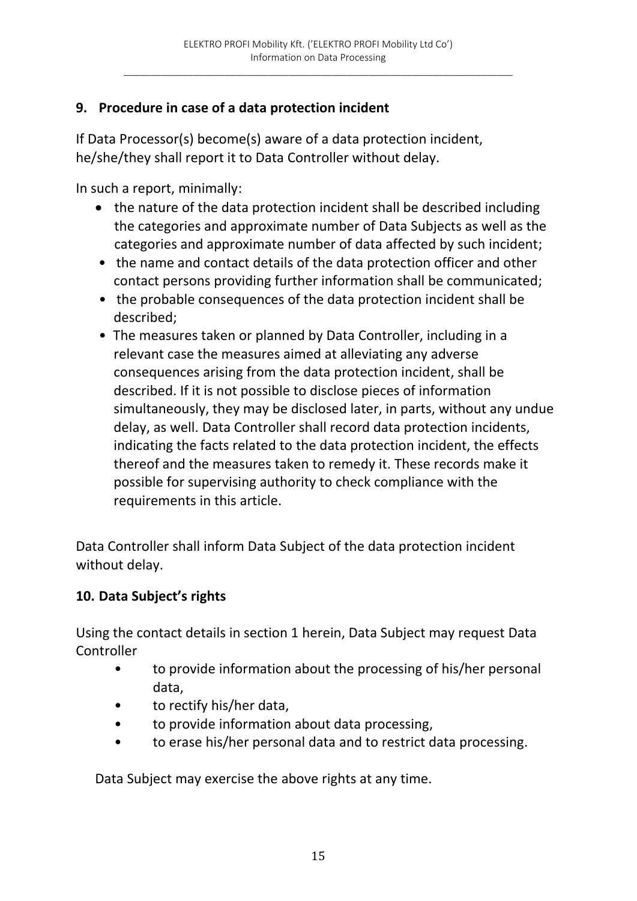## 9. Procedure in case of a data protection incident

If Data Processor(s) become(s) aware of a data protection incident, he/she/they shall report it to Data Controller without delay.

In such a report, minimally:

- the nature of the data protection incident shall be described including the categories and approximate number of Data Subjects as well as the categories and approximate number of data affected by such incident;
- the name and contact details of the data protection officer and other contact persons providing further information shall be communicated;
- the probable consequences of the data protection incident shall be described;
- The measures taken or planned by Data Controller, including in a relevant case the measures aimed at alleviating any adverse consequences arising from the data protection incident, shall be described. If it is not possible to disclose pieces of information simultaneously, they may be disclosed later, in parts, without any undue delay, as well. Data Controller shall record data protection incidents, indicating the facts related to the data protection incident, the effects thereof and the measures taken to remedy it. These records make it possible for supervising authority to check compliance with the requirements in this article.

Data Controller shall inform Data Subject of the data protection incident without delay.

## 10. Data Subject's rights

Using the contact details in section 1 herein, Data Subject may request Data Controller

- to provide information about the processing of his/her personal data,
- to rectify his/her data,
- to provide information about data processing,
- to erase his/her personal data and to restrict data processing.

Data Subject may exercise the above rights at any time.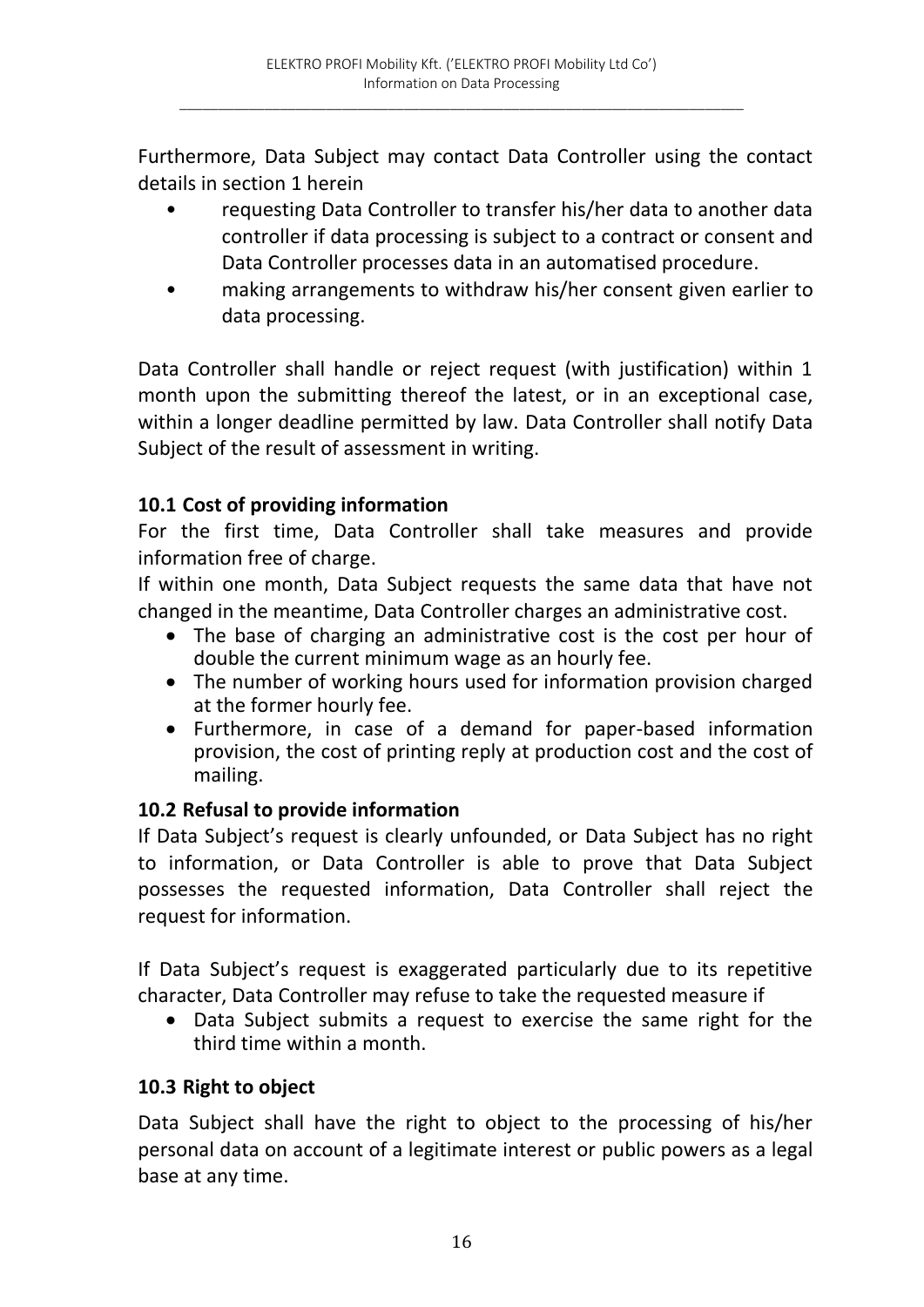Furthermore, Data Subject may contact Data Controller using the contact details in section 1 herein

- requesting Data Controller to transfer his/her data to another data controller if data processing is subject to a contract or consent and Data Controller processes data in an automatised procedure.
- making arrangements to withdraw his/her consent given earlier to data processing.

Data Controller shall handle or reject request (with justification) within 1 month upon the submitting thereof the latest, or in an exceptional case, within a longer deadline permitted by law. Data Controller shall notify Data Subject of the result of assessment in writing.

### 10.1 Cost of providing information

For the first time, Data Controller shall take measures and provide information free of charge.

If within one month, Data Subject requests the same data that have not changed in the meantime, Data Controller charges an administrative cost.

- The base of charging an administrative cost is the cost per hour of double the current minimum wage as an hourly fee.
- The number of working hours used for information provision charged at the former hourly fee.
- Furthermore, in case of a demand for paper-based information provision, the cost of printing reply at production cost and the cost of mailing.

### 10.2 Refusal to provide information

If Data Subject's request is clearly unfounded, or Data Subject has no right to information, or Data Controller is able to prove that Data Subject possesses the requested information, Data Controller shall reject the request for information.

If Data Subject's request is exaggerated particularly due to its repetitive character, Data Controller may refuse to take the requested measure if

- Data Subject submits a request to exercise the same right for the third time within a month.

### 10.3 Right to object

Data Subject shall have the right to object to the processing of his/her personal data on account of a legitimate interest or public powers as a legal base at any time.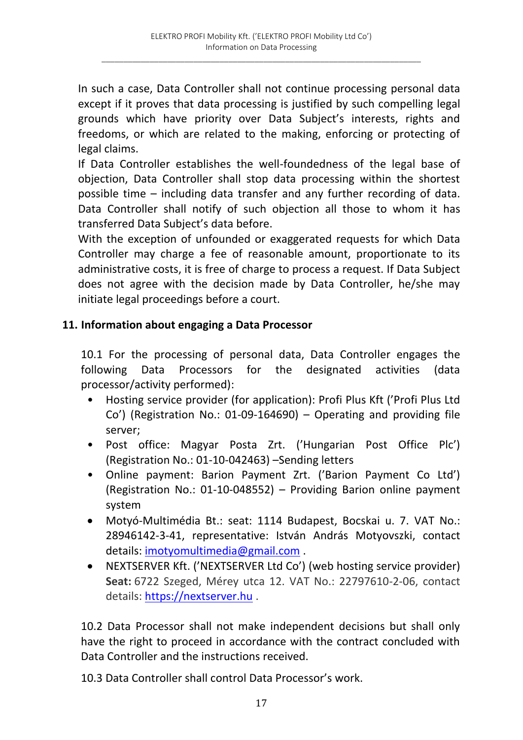In such a case, Data Controller shall not continue processing personal data except if it proves that data processing is justified by such compelling legal grounds which have priority over Data Subject's interests, rights and freedoms, or which are related to the making, enforcing or protecting of legal claims.
If Data Controller establishes the well-foundedness of the legal base of objection, Data Controller shall stop data processing within the shortest possible time – including data transfer and any further recording of data. Data Controller shall notify of such objection all those to whom it has transferred Data Subject's data before.
With the exception of unfounded or exaggerated requests for which Data Controller may charge a fee of reasonable amount, proportionate to its administrative costs, it is free of charge to process a request. If Data Subject does not agree with the decision made by Data Controller, he/she may initiate legal proceedings before a court.

## 11. Information about engaging a Data Processor

10.1 For the processing of personal data, Data Controller engages the following Data Processors for the designated activities (data processor/activity performed):

- Hosting service provider (for application): Profi Plus Kft ('Profi Plus Ltd Co') (Registration No.: 01-09-164690) – Operating and providing file server;
- Post office: Magyar Posta Zrt. ('Hungarian Post Office Plc') (Registration No.: 01-10-042463) –Sending letters
- Online payment: Barion Payment Zrt. ('Barion Payment Co Ltd') (Registration No.: 01-10-048552) – Providing Barion online payment system
- Motyó-Multimédia Bt.: seat: 1114 Budapest, Bocskai u. 7. VAT No.: 28946142-3-41, representative: István András Motyovszki, contact details: imotyomultimedia@gmail.com .
- NEXTSERVER Kft. ('NEXTSERVER Ltd Co') (web hosting service provider) **Seat:** 6722 Szeged, Mérey utca 12. VAT No.: 22797610-2-06, contact details: https://nextserver.hu .

10.2 Data Processor shall not make independent decisions but shall only have the right to proceed in accordance with the contract concluded with Data Controller and the instructions received.

10.3 Data Controller shall control Data Processor's work.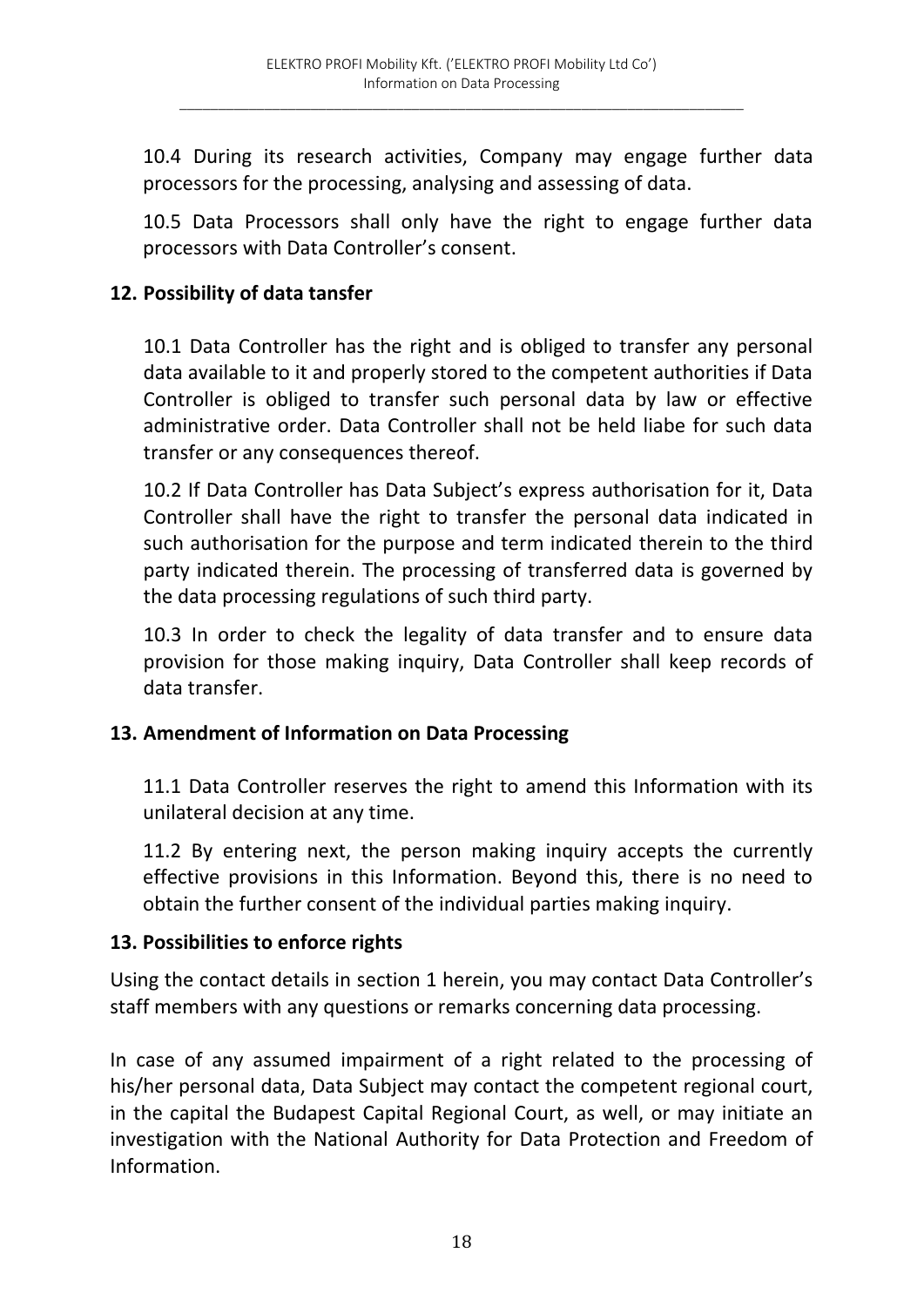10.4 During its research activities, Company may engage further data processors for the processing, analysing and assessing of data.

10.5 Data Processors shall only have the right to engage further data processors with Data Controller's consent.

## 12. Possibility of data tansfer

10.1 Data Controller has the right and is obliged to transfer any personal data available to it and properly stored to the competent authorities if Data Controller is obliged to transfer such personal data by law or effective administrative order. Data Controller shall not be held liabe for such data transfer or any consequences thereof.

10.2 If Data Controller has Data Subject's express authorisation for it, Data Controller shall have the right to transfer the personal data indicated in such authorisation for the purpose and term indicated therein to the third party indicated therein. The processing of transferred data is governed by the data processing regulations of such third party.

10.3 In order to check the legality of data transfer and to ensure data provision for those making inquiry, Data Controller shall keep records of data transfer.

## 13. Amendment of Information on Data Processing

11.1 Data Controller reserves the right to amend this Information with its unilateral decision at any time.

11.2 By entering next, the person making inquiry accepts the currently effective provisions in this Information. Beyond this, there is no need to obtain the further consent of the individual parties making inquiry.

## 13. Possibilities to enforce rights

Using the contact details in section 1 herein, you may contact Data Controller's staff members with any questions or remarks concerning data processing.

In case of any assumed impairment of a right related to the processing of his/her personal data, Data Subject may contact the competent regional court, in the capital the Budapest Capital Regional Court, as well, or may initiate an investigation with the National Authority for Data Protection and Freedom of Information.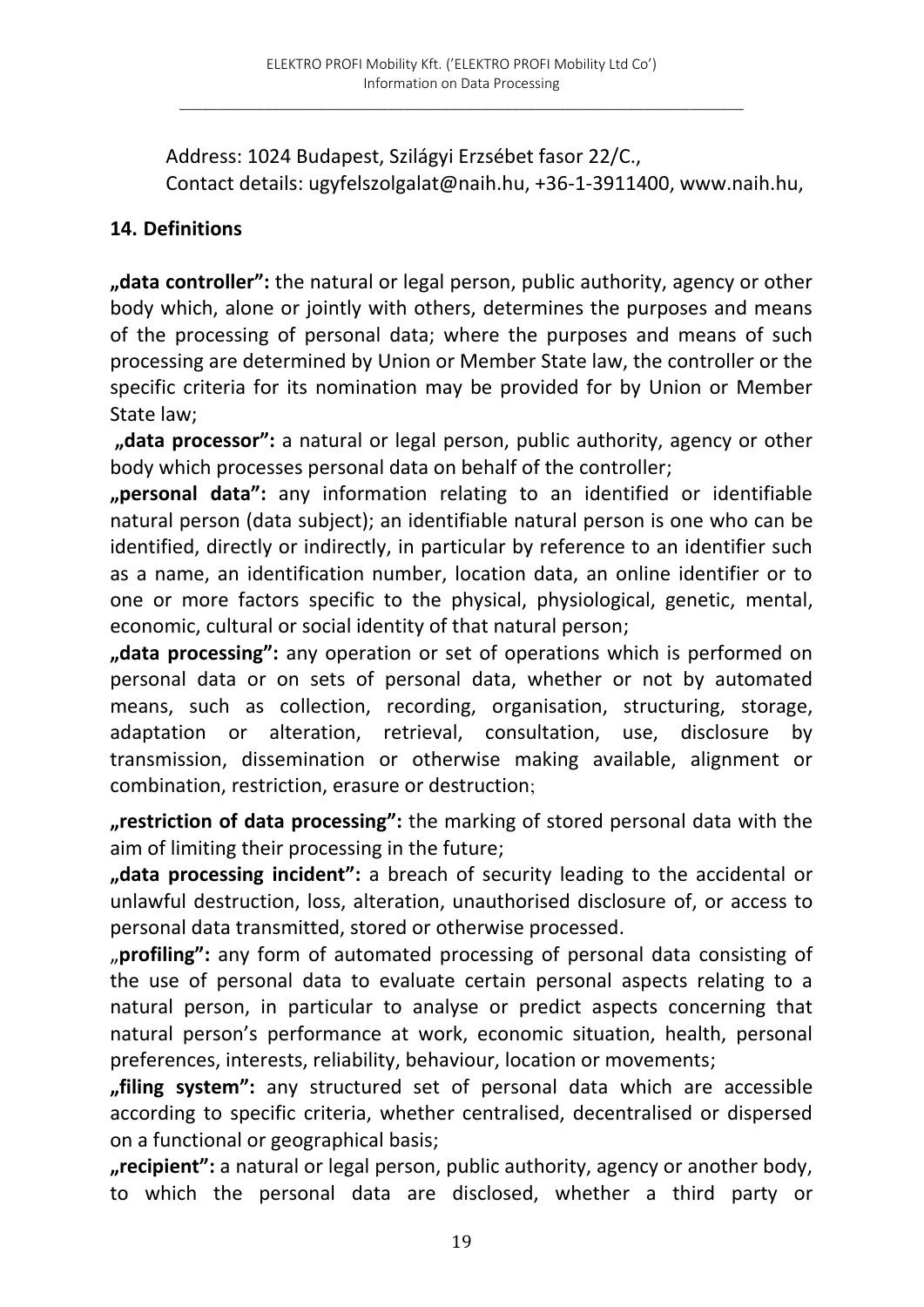Address: 1024 Budapest, Szilágyi Erzsébet fasor 22/C.,
Contact details: ugyfelszolgalat@naih.hu, +36-1-3911400, www.naih.hu,

## 14. Definitions

**„data controller":** the natural or legal person, public authority, agency or other body which, alone or jointly with others, determines the purposes and means of the processing of personal data; where the purposes and means of such processing are determined by Union or Member State law, the controller or the specific criteria for its nomination may be provided for by Union or Member State law;

**„data processor":** a natural or legal person, public authority, agency or other body which processes personal data on behalf of the controller;

**„personal data":** any information relating to an identified or identifiable natural person (data subject); an identifiable natural person is one who can be identified, directly or indirectly, in particular by reference to an identifier such as a name, an identification number, location data, an online identifier or to one or more factors specific to the physical, physiological, genetic, mental, economic, cultural or social identity of that natural person;

**„data processing":** any operation or set of operations which is performed on personal data or on sets of personal data, whether or not by automated means, such as collection, recording, organisation, structuring, storage, adaptation or alteration, retrieval, consultation, use, disclosure by transmission, dissemination or otherwise making available, alignment or combination, restriction, erasure or destruction;

**„restriction of data processing":** the marking of stored personal data with the aim of limiting their processing in the future;

**„data processing incident":** a breach of security leading to the accidental or unlawful destruction, loss, alteration, unauthorised disclosure of, or access to personal data transmitted, stored or otherwise processed.

„**profiling":** any form of automated processing of personal data consisting of the use of personal data to evaluate certain personal aspects relating to a natural person, in particular to analyse or predict aspects concerning that natural person's performance at work, economic situation, health, personal preferences, interests, reliability, behaviour, location or movements;

**„filing system":** any structured set of personal data which are accessible according to specific criteria, whether centralised, decentralised or dispersed on a functional or geographical basis;

**„recipient":** a natural or legal person, public authority, agency or another body, to which the personal data are disclosed, whether a third party or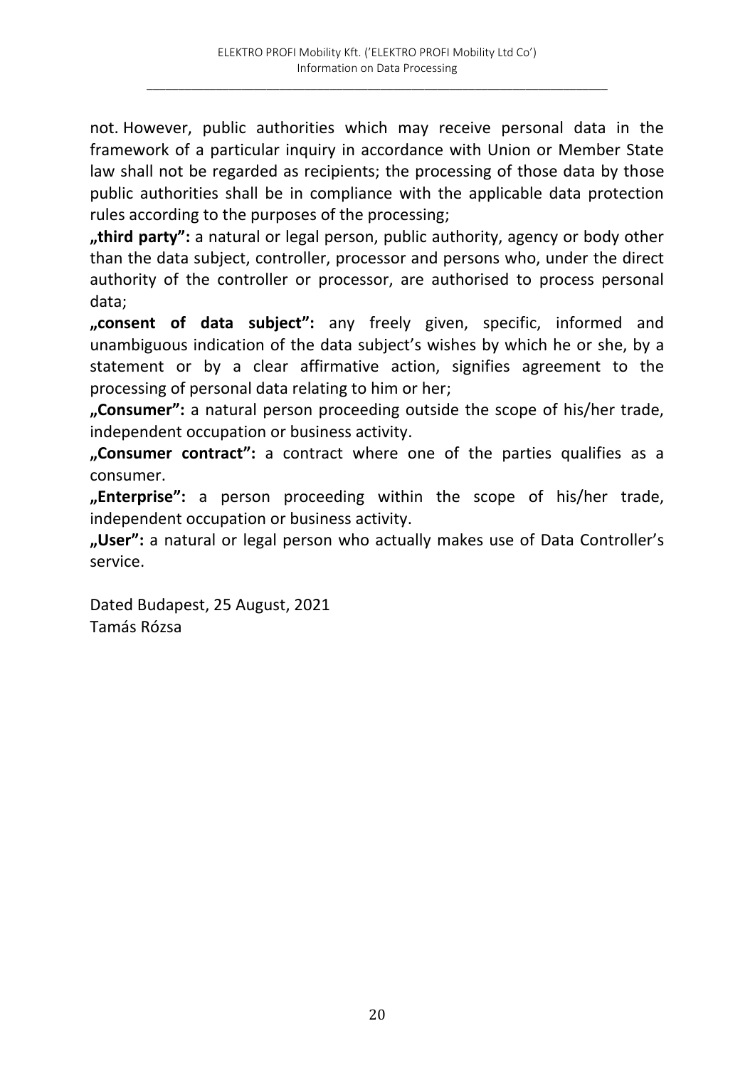not. However, public authorities which may receive personal data in the framework of a particular inquiry in accordance with Union or Member State law shall not be regarded as recipients; the processing of those data by those public authorities shall be in compliance with the applicable data protection rules according to the purposes of the processing;

**„third party”:** a natural or legal person, public authority, agency or body other than the data subject, controller, processor and persons who, under the direct authority of the controller or processor, are authorised to process personal data;

**„consent of data subject”:** any freely given, specific, informed and unambiguous indication of the data subject's wishes by which he or she, by a statement or by a clear affirmative action, signifies agreement to the processing of personal data relating to him or her;

**„Consumer”:** a natural person proceeding outside the scope of his/her trade, independent occupation or business activity.

**„Consumer contract”:** a contract where one of the parties qualifies as a consumer.

**„Enterprise”:** a person proceeding within the scope of his/her trade, independent occupation or business activity.

**„User”:** a natural or legal person who actually makes use of Data Controller's service.

Dated Budapest, 25 August, 2021
Tamás Rózsa